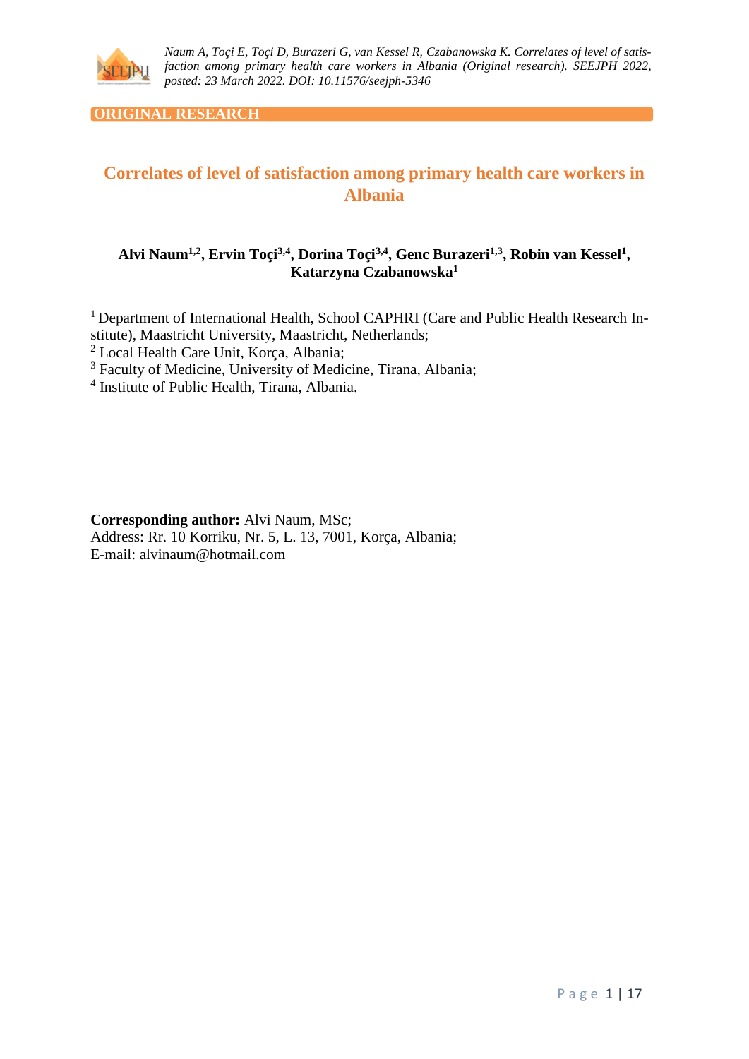**ORIGINAL RESEARCH**

# Correlates of level of satisfaction among primary health care workers in Albania

**Alvi Naum[1,2], Ervin Toçi[3,4], Dorina Toçi[3,4], Genc Burazeri[1,3], Robin van Kessel[1], Katarzyna Czabanowska[1]**

[1] Department of International Health, School CAPHRI (Care and Public Health Research Institute), Maastricht University, Maastricht, Netherlands;
[2] Local Health Care Unit, Korça, Albania;
[3] Faculty of Medicine, University of Medicine, Tirana, Albania;
[4] Institute of Public Health, Tirana, Albania.

**Corresponding author:** Alvi Naum, MSc;
Address: Rr. 10 Korriku, Nr. 5, L. 13, 7001, Korça, Albania;
E-mail: alvinaum@hotmail.com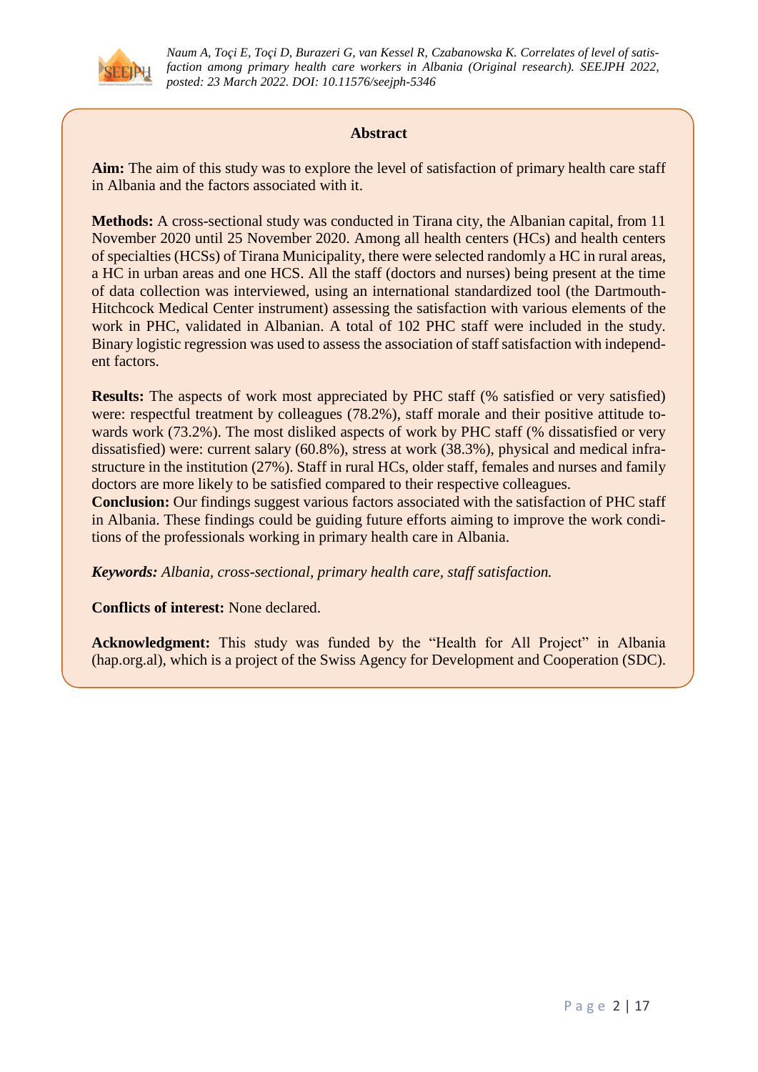## Abstract

**Aim:** The aim of this study was to explore the level of satisfaction of primary health care staff in Albania and the factors associated with it.

**Methods:** A cross-sectional study was conducted in Tirana city, the Albanian capital, from 11 November 2020 until 25 November 2020. Among all health centers (HCs) and health centers of specialties (HCSs) of Tirana Municipality, there were selected randomly a HC in rural areas, a HC in urban areas and one HCS. All the staff (doctors and nurses) being present at the time of data collection was interviewed, using an international standardized tool (the Dartmouth-Hitchcock Medical Center instrument) assessing the satisfaction with various elements of the work in PHC, validated in Albanian. A total of 102 PHC staff were included in the study. Binary logistic regression was used to assess the association of staff satisfaction with independent factors.

**Results:** The aspects of work most appreciated by PHC staff (% satisfied or very satisfied) were: respectful treatment by colleagues (78.2%), staff morale and their positive attitude towards work (73.2%). The most disliked aspects of work by PHC staff (% dissatisfied or very dissatisfied) were: current salary (60.8%), stress at work (38.3%), physical and medical infrastructure in the institution (27%). Staff in rural HCs, older staff, females and nurses and family doctors are more likely to be satisfied compared to their respective colleagues.

**Conclusion:** Our findings suggest various factors associated with the satisfaction of PHC staff in Albania. These findings could be guiding future efforts aiming to improve the work conditions of the professionals working in primary health care in Albania.

***Keywords:*** *Albania, cross-sectional, primary health care, staff satisfaction.*

**Conflicts of interest:** None declared.

**Acknowledgment:** This study was funded by the "Health for All Project" in Albania (hap.org.al), which is a project of the Swiss Agency for Development and Cooperation (SDC).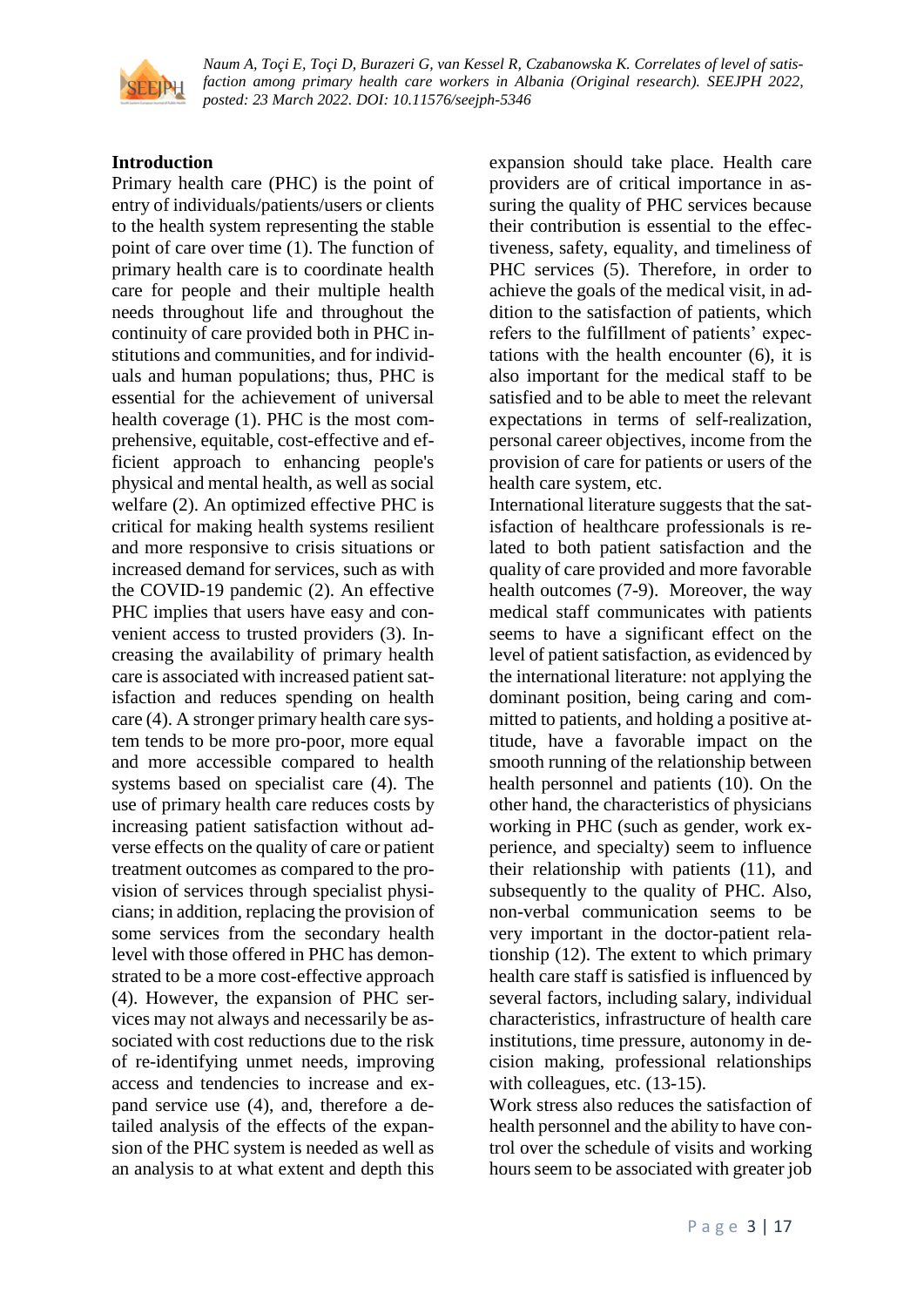## Introduction

Primary health care (PHC) is the point of entry of individuals/patients/users or clients to the health system representing the stable point of care over time (1). The function of primary health care is to coordinate health care for people and their multiple health needs throughout life and throughout the continuity of care provided both in PHC institutions and communities, and for individuals and human populations; thus, PHC is essential for the achievement of universal health coverage (1). PHC is the most comprehensive, equitable, cost-effective and efficient approach to enhancing people's physical and mental health, as well as social welfare (2). An optimized effective PHC is critical for making health systems resilient and more responsive to crisis situations or increased demand for services, such as with the COVID-19 pandemic (2). An effective PHC implies that users have easy and convenient access to trusted providers (3). Increasing the availability of primary health care is associated with increased patient satisfaction and reduces spending on health care (4). A stronger primary health care system tends to be more pro-poor, more equal and more accessible compared to health systems based on specialist care (4). The use of primary health care reduces costs by increasing patient satisfaction without adverse effects on the quality of care or patient treatment outcomes as compared to the provision of services through specialist physicians; in addition, replacing the provision of some services from the secondary health level with those offered in PHC has demonstrated to be a more cost-effective approach (4). However, the expansion of PHC services may not always and necessarily be associated with cost reductions due to the risk of re-identifying unmet needs, improving access and tendencies to increase and expand service use (4), and, therefore a detailed analysis of the effects of the expansion of the PHC system is needed as well as an analysis to at what extent and depth this expansion should take place. Health care providers are of critical importance in assuring the quality of PHC services because their contribution is essential to the effectiveness, safety, equality, and timeliness of PHC services (5). Therefore, in order to achieve the goals of the medical visit, in addition to the satisfaction of patients, which refers to the fulfillment of patients' expectations with the health encounter (6), it is also important for the medical staff to be satisfied and to be able to meet the relevant expectations in terms of self-realization, personal career objectives, income from the provision of care for patients or users of the health care system, etc.

International literature suggests that the satisfaction of healthcare professionals is related to both patient satisfaction and the quality of care provided and more favorable health outcomes (7-9). Moreover, the way medical staff communicates with patients seems to have a significant effect on the level of patient satisfaction, as evidenced by the international literature: not applying the dominant position, being caring and committed to patients, and holding a positive attitude, have a favorable impact on the smooth running of the relationship between health personnel and patients (10). On the other hand, the characteristics of physicians working in PHC (such as gender, work experience, and specialty) seem to influence their relationship with patients (11), and subsequently to the quality of PHC. Also, non-verbal communication seems to be very important in the doctor-patient relationship (12). The extent to which primary health care staff is satisfied is influenced by several factors, including salary, individual characteristics, infrastructure of health care institutions, time pressure, autonomy in decision making, professional relationships with colleagues, etc. (13-15).

Work stress also reduces the satisfaction of health personnel and the ability to have control over the schedule of visits and working hours seem to be associated with greater job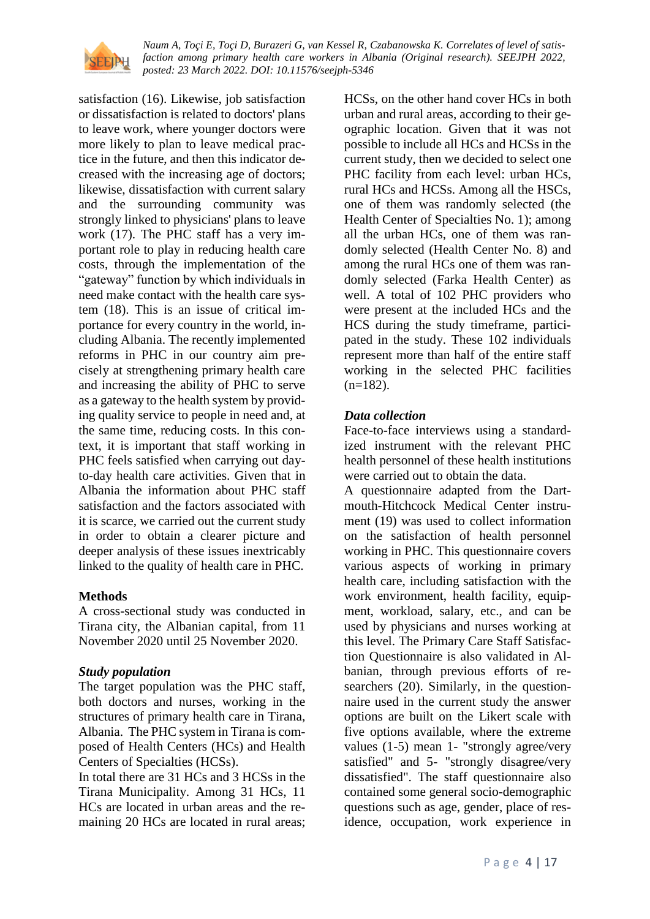satisfaction (16). Likewise, job satisfaction or dissatisfaction is related to doctors' plans to leave work, where younger doctors were more likely to plan to leave medical practice in the future, and then this indicator decreased with the increasing age of doctors; likewise, dissatisfaction with current salary and the surrounding community was strongly linked to physicians' plans to leave work (17). The PHC staff has a very important role to play in reducing health care costs, through the implementation of the "gateway" function by which individuals in need make contact with the health care system (18). This is an issue of critical importance for every country in the world, including Albania. The recently implemented reforms in PHC in our country aim precisely at strengthening primary health care and increasing the ability of PHC to serve as a gateway to the health system by providing quality service to people in need and, at the same time, reducing costs. In this context, it is important that staff working in PHC feels satisfied when carrying out day-to-day health care activities. Given that in Albania the information about PHC staff satisfaction and the factors associated with it is scarce, we carried out the current study in order to obtain a clearer picture and deeper analysis of these issues inextricably linked to the quality of health care in PHC.

## Methods

A cross-sectional study was conducted in Tirana city, the Albanian capital, from 11 November 2020 until 25 November 2020.

### *Study population*

The target population was the PHC staff, both doctors and nurses, working in the structures of primary health care in Tirana, Albania. The PHC system in Tirana is composed of Health Centers (HCs) and Health Centers of Specialties (HCSs).

In total there are 31 HCs and 3 HCSs in the Tirana Municipality. Among 31 HCs, 11 HCs are located in urban areas and the remaining 20 HCs are located in rural areas; HCSs, on the other hand cover HCs in both urban and rural areas, according to their geographic location. Given that it was not possible to include all HCs and HCSs in the current study, then we decided to select one PHC facility from each level: urban HCs, rural HCs and HCSs. Among all the HSCs, one of them was randomly selected (the Health Center of Specialties No. 1); among all the urban HCs, one of them was randomly selected (Health Center No. 8) and among the rural HCs one of them was randomly selected (Farka Health Center) as well. A total of 102 PHC providers who were present at the included HCs and the HCS during the study timeframe, participated in the study. These 102 individuals represent more than half of the entire staff working in the selected PHC facilities (n=182).

### *Data collection*

Face-to-face interviews using a standardized instrument with the relevant PHC health personnel of these health institutions were carried out to obtain the data.

A questionnaire adapted from the Dartmouth-Hitchcock Medical Center instrument (19) was used to collect information on the satisfaction of health personnel working in PHC. This questionnaire covers various aspects of working in primary health care, including satisfaction with the work environment, health facility, equipment, workload, salary, etc., and can be used by physicians and nurses working at this level. The Primary Care Staff Satisfaction Questionnaire is also validated in Albanian, through previous efforts of researchers (20). Similarly, in the questionnaire used in the current study the answer options are built on the Likert scale with five options available, where the extreme values (1-5) mean 1- "strongly agree/very satisfied" and 5- "strongly disagree/very dissatisfied". The staff questionnaire also contained some general socio-demographic questions such as age, gender, place of residence, occupation, work experience in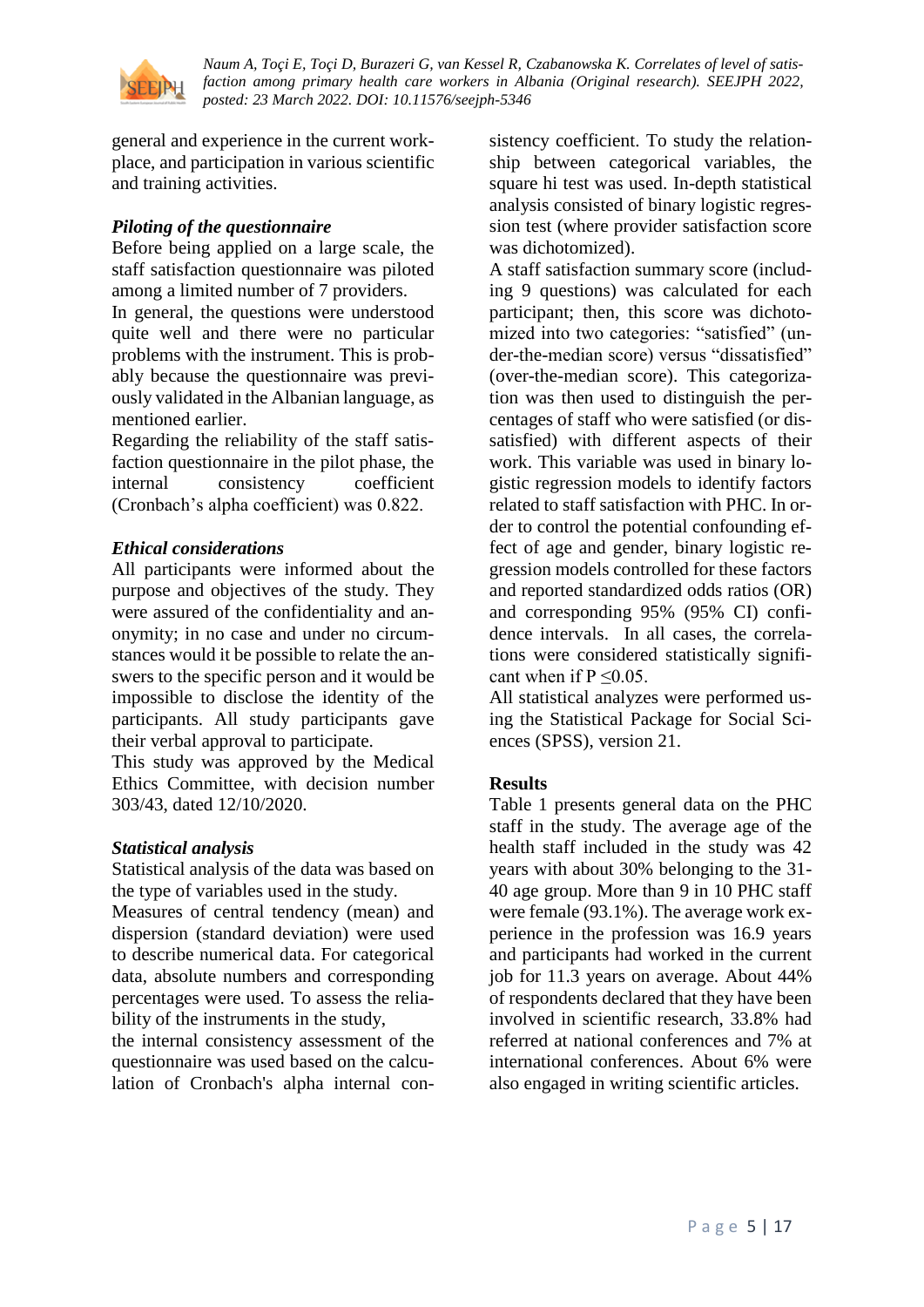general and experience in the current workplace, and participation in various scientific and training activities.

### *Piloting of the questionnaire*

Before being applied on a large scale, the staff satisfaction questionnaire was piloted among a limited number of 7 providers.

In general, the questions were understood quite well and there were no particular problems with the instrument. This is probably because the questionnaire was previously validated in the Albanian language, as mentioned earlier.

Regarding the reliability of the staff satisfaction questionnaire in the pilot phase, the internal consistency coefficient (Cronbach's alpha coefficient) was 0.822.

### *Ethical considerations*

All participants were informed about the purpose and objectives of the study. They were assured of the confidentiality and anonymity; in no case and under no circumstances would it be possible to relate the answers to the specific person and it would be impossible to disclose the identity of the participants. All study participants gave their verbal approval to participate.

This study was approved by the Medical Ethics Committee, with decision number 303/43, dated 12/10/2020.

### *Statistical analysis*

Statistical analysis of the data was based on the type of variables used in the study.

Measures of central tendency (mean) and dispersion (standard deviation) were used to describe numerical data. For categorical data, absolute numbers and corresponding percentages were used. To assess the reliability of the instruments in the study, the internal consistency assessment of the questionnaire was used based on the calculation of Cronbach's alpha internal consistency coefficient. To study the relationship between categorical variables, the square hi test was used. In-depth statistical analysis consisted of binary logistic regression test (where provider satisfaction score was dichotomized).

A staff satisfaction summary score (including 9 questions) was calculated for each participant; then, this score was dichotomized into two categories: "satisfied" (under-the-median score) versus "dissatisfied" (over-the-median score). This categorization was then used to distinguish the percentages of staff who were satisfied (or dissatisfied) with different aspects of their work. This variable was used in binary logistic regression models to identify factors related to staff satisfaction with PHC. In order to control the potential confounding effect of age and gender, binary logistic regression models controlled for these factors and reported standardized odds ratios (OR) and corresponding 95% (95% CI) confidence intervals. In all cases, the correlations were considered statistically significant when if $P \leq 0.05$.

All statistical analyzes were performed using the Statistical Package for Social Sciences (SPSS), version 21.

## **Results**

Table 1 presents general data on the PHC staff in the study. The average age of the health staff included in the study was 42 years with about 30% belonging to the 31-40 age group. More than 9 in 10 PHC staff were female (93.1%). The average work experience in the profession was 16.9 years and participants had worked in the current job for 11.3 years on average. About 44% of respondents declared that they have been involved in scientific research, 33.8% had referred at national conferences and 7% at international conferences. About 6% were also engaged in writing scientific articles.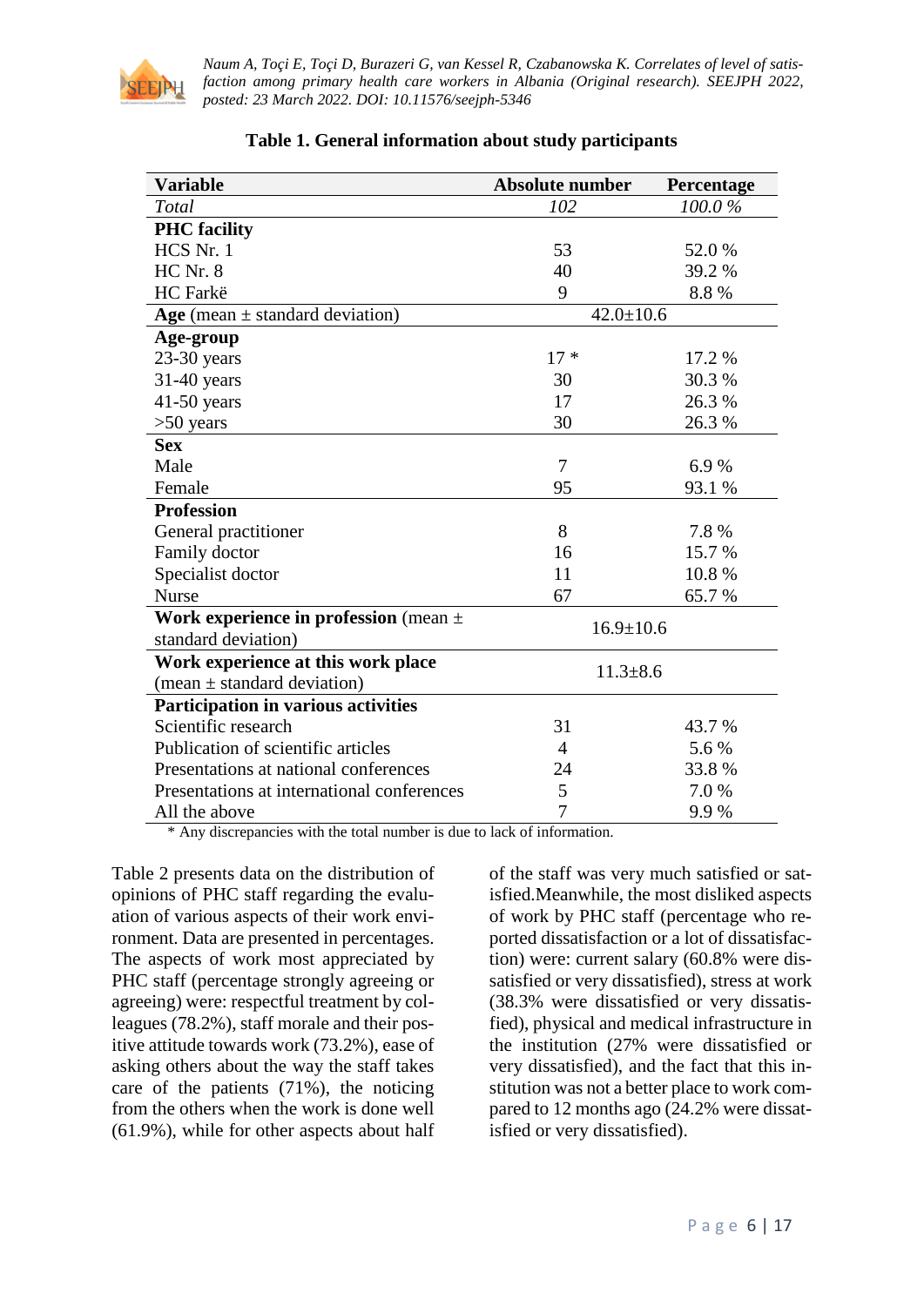**Table 1. General information about study participants**

| Variable | Absolute number | Percentage |
|---|---|---|
| *Total* | *102* | *100.0 %* |
| **PHC facility** | | |
| HCS Nr. 1 | 53 | 52.0 % |
| HC Nr. 8 | 40 | 39.2 % |
| HC Farkë | 9 | 8.8 % |
| **Age** (mean ± standard deviation) | 42.0±10.6 | |
| **Age-group** | | |
| 23-30 years | 17 * | 17.2 % |
| 31-40 years | 30 | 30.3 % |
| 41-50 years | 17 | 26.3 % |
| >50 years | 30 | 26.3 % |
| **Sex** | | |
| Male | 7 | 6.9 % |
| Female | 95 | 93.1 % |
| **Profession** | | |
| General practitioner | 8 | 7.8 % |
| Family doctor | 16 | 15.7 % |
| Specialist doctor | 11 | 10.8 % |
| Nurse | 67 | 65.7 % |
| **Work experience in profession** (mean ± standard deviation) | 16.9±10.6 | |
| **Work experience at this work place** (mean ± standard deviation) | 11.3±8.6 | |
| **Participation in various activities** | | |
| Scientific research | 31 | 43.7 % |
| Publication of scientific articles | 4 | 5.6 % |
| Presentations at national conferences | 24 | 33.8 % |
| Presentations at international conferences | 5 | 7.0 % |
| All the above | 7 | 9.9 % |

\* Any discrepancies with the total number is due to lack of information.

Table 2 presents data on the distribution of opinions of PHC staff regarding the evaluation of various aspects of their work environment. Data are presented in percentages. The aspects of work most appreciated by PHC staff (percentage strongly agreeing or agreeing) were: respectful treatment by colleagues (78.2%), staff morale and their positive attitude towards work (73.2%), ease of asking others about the way the staff takes care of the patients (71%), the noticing from the others when the work is done well (61.9%), while for other aspects about half of the staff was very much satisfied or satisfied.Meanwhile, the most disliked aspects of work by PHC staff (percentage who reported dissatisfaction or a lot of dissatisfaction) were: current salary (60.8% were dissatisfied or very dissatisfied), stress at work (38.3% were dissatisfied or very dissatisfied), physical and medical infrastructure in the institution (27% were dissatisfied or very dissatisfied), and the fact that this institution was not a better place to work compared to 12 months ago (24.2% were dissatisfied or very dissatisfied).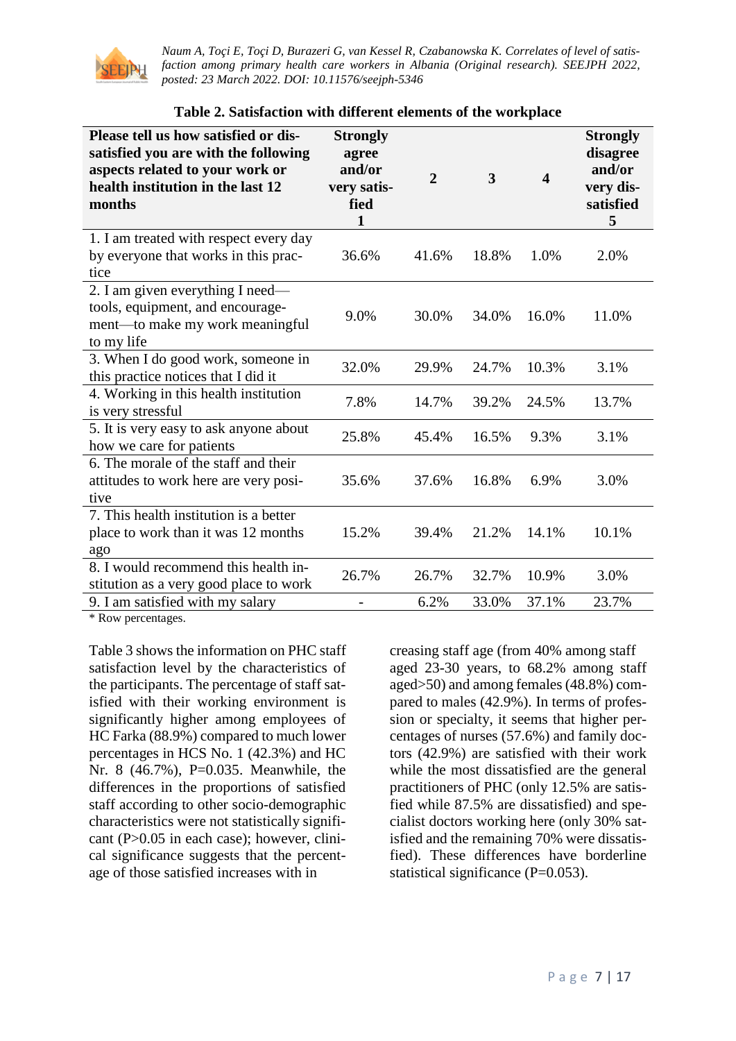**Table 2. Satisfaction with different elements of the workplace**

| Please tell us how satisfied or dissatisfied you are with the following aspects related to your work or health institution in the last 12 months | Strongly agree and/or very satisfied 1 | 2 | 3 | 4 | Strongly disagree and/or very dissatisfied 5 |
|---|---|---|---|---|---|
| 1. I am treated with respect every day by everyone that works in this practice | 36.6% | 41.6% | 18.8% | 1.0% | 2.0% |
| 2. I am given everything I need—tools, equipment, and encouragement—to make my work meaningful to my life | 9.0% | 30.0% | 34.0% | 16.0% | 11.0% |
| 3. When I do good work, someone in this practice notices that I did it | 32.0% | 29.9% | 24.7% | 10.3% | 3.1% |
| 4. Working in this health institution is very stressful | 7.8% | 14.7% | 39.2% | 24.5% | 13.7% |
| 5. It is very easy to ask anyone about how we care for patients | 25.8% | 45.4% | 16.5% | 9.3% | 3.1% |
| 6. The morale of the staff and their attitudes to work here are very positive | 35.6% | 37.6% | 16.8% | 6.9% | 3.0% |
| 7. This health institution is a better place to work than it was 12 months ago | 15.2% | 39.4% | 21.2% | 14.1% | 10.1% |
| 8. I would recommend this health institution as a very good place to work | 26.7% | 26.7% | 32.7% | 10.9% | 3.0% |
| 9. I am satisfied with my salary | - | 6.2% | 33.0% | 37.1% | 23.7% |

\* Row percentages.

Table 3 shows the information on PHC staff satisfaction level by the characteristics of the participants. The percentage of staff satisfied with their working environment is significantly higher among employees of HC Farka (88.9%) compared to much lower percentages in HCS No. 1 (42.3%) and HC Nr. 8 (46.7%), P=0.035. Meanwhile, the differences in the proportions of satisfied staff according to other socio-demographic characteristics were not statistically significant (P>0.05 in each case); however, clinical significance suggests that the percentage of those satisfied increases with increasing staff age (from 40% among staff aged 23-30 years, to 68.2% among staff aged>50) and among females (48.8%) compared to males (42.9%). In terms of profession or specialty, it seems that higher percentages of nurses (57.6%) and family doctors (42.9%) are satisfied with their work while the most dissatisfied are the general practitioners of PHC (only 12.5% are satisfied while 87.5% are dissatisfied) and specialist doctors working here (only 30% satisfied and the remaining 70% were dissatisfied). These differences have borderline statistical significance (P=0.053).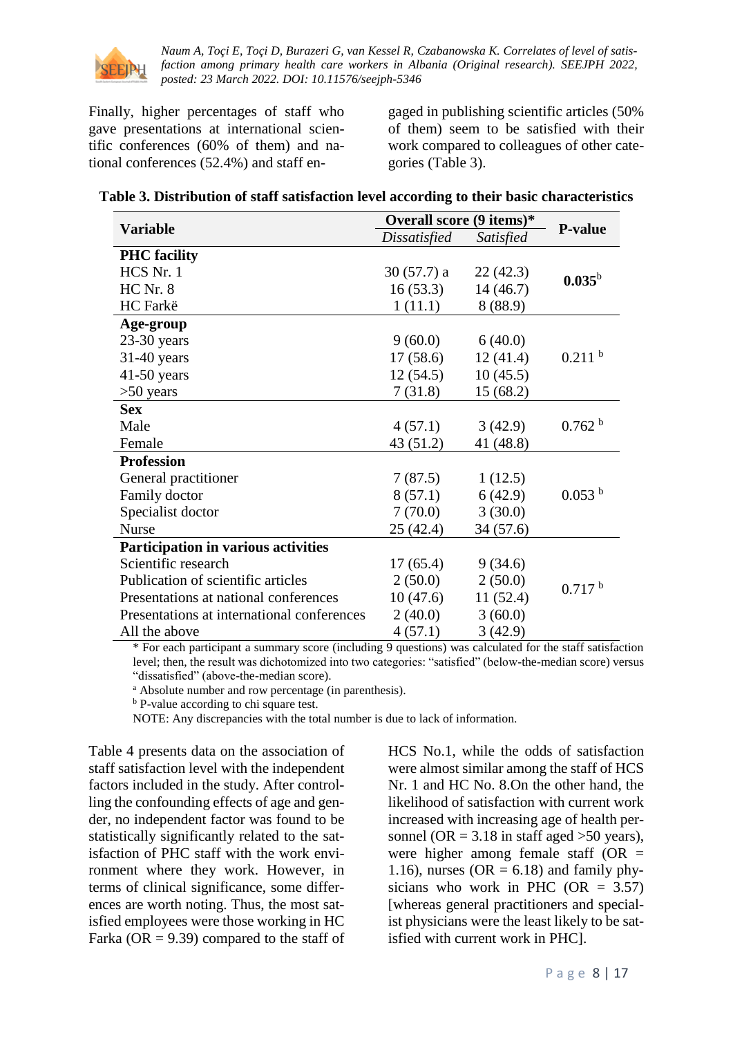Finally, higher percentages of staff who gave presentations at international scientific conferences (60% of them) and national conferences (52.4%) and staff engaged in publishing scientific articles (50% of them) seem to be satisfied with their work compared to colleagues of other categories (Table 3).

**Table 3. Distribution of staff satisfaction level according to their basic characteristics**

| Variable | Overall score (9 items)* | | P-value |
|---|---|---|---|
| | *Dissatisfied* | *Satisfied* | |
| **PHC facility** | | | |
| HCS Nr. 1 | 30 (57.7) a | 22 (42.3) | **0.035**[b] |
| HC Nr. 8 | 16 (53.3) | 14 (46.7) | |
| HC Farkë | 1 (11.1) | 8 (88.9) | |
| **Age-group** | | | |
| 23-30 years | 9 (60.0) | 6 (40.0) | 0.211 [b] |
| 31-40 years | 17 (58.6) | 12 (41.4) | |
| 41-50 years | 12 (54.5) | 10 (45.5) | |
| >50 years | 7 (31.8) | 15 (68.2) | |
| **Sex** | | | |
| Male | 4 (57.1) | 3 (42.9) | 0.762 [b] |
| Female | 43 (51.2) | 41 (48.8) | |
| **Profession** | | | |
| General practitioner | 7 (87.5) | 1 (12.5) | 0.053 [b] |
| Family doctor | 8 (57.1) | 6 (42.9) | |
| Specialist doctor | 7 (70.0) | 3 (30.0) | |
| Nurse | 25 (42.4) | 34 (57.6) | |
| **Participation in various activities** | | | |
| Scientific research | 17 (65.4) | 9 (34.6) | 0.717 [b] |
| Publication of scientific articles | 2 (50.0) | 2 (50.0) | |
| Presentations at national conferences | 10 (47.6) | 11 (52.4) | |
| Presentations at international conferences | 2 (40.0) | 3 (60.0) | |
| All the above | 4 (57.1) | 3 (42.9) | |

\* For each participant a summary score (including 9 questions) was calculated for the staff satisfaction level; then, the result was dichotomized into two categories: "satisfied" (below-the-median score) versus "dissatisfied" (above-the-median score).

[a] Absolute number and row percentage (in parenthesis).

[b] P-value according to chi square test.

NOTE: Any discrepancies with the total number is due to lack of information.

Table 4 presents data on the association of staff satisfaction level with the independent factors included in the study. After controlling the confounding effects of age and gender, no independent factor was found to be statistically significantly related to the satisfaction of PHC staff with the work environment where they work. However, in terms of clinical significance, some differences are worth noting. Thus, the most satisfied employees were those working in HC Farka (OR = 9.39) compared to the staff of HCS No.1, while the odds of satisfaction were almost similar among the staff of HCS Nr. 1 and HC No. 8.On the other hand, the likelihood of satisfaction with current work increased with increasing age of health personnel (OR = 3.18 in staff aged >50 years), were higher among female staff (OR = 1.16), nurses (OR = 6.18) and family physicians who work in PHC (OR = 3.57) [whereas general practitioners and specialist physicians were the least likely to be satisfied with current work in PHC].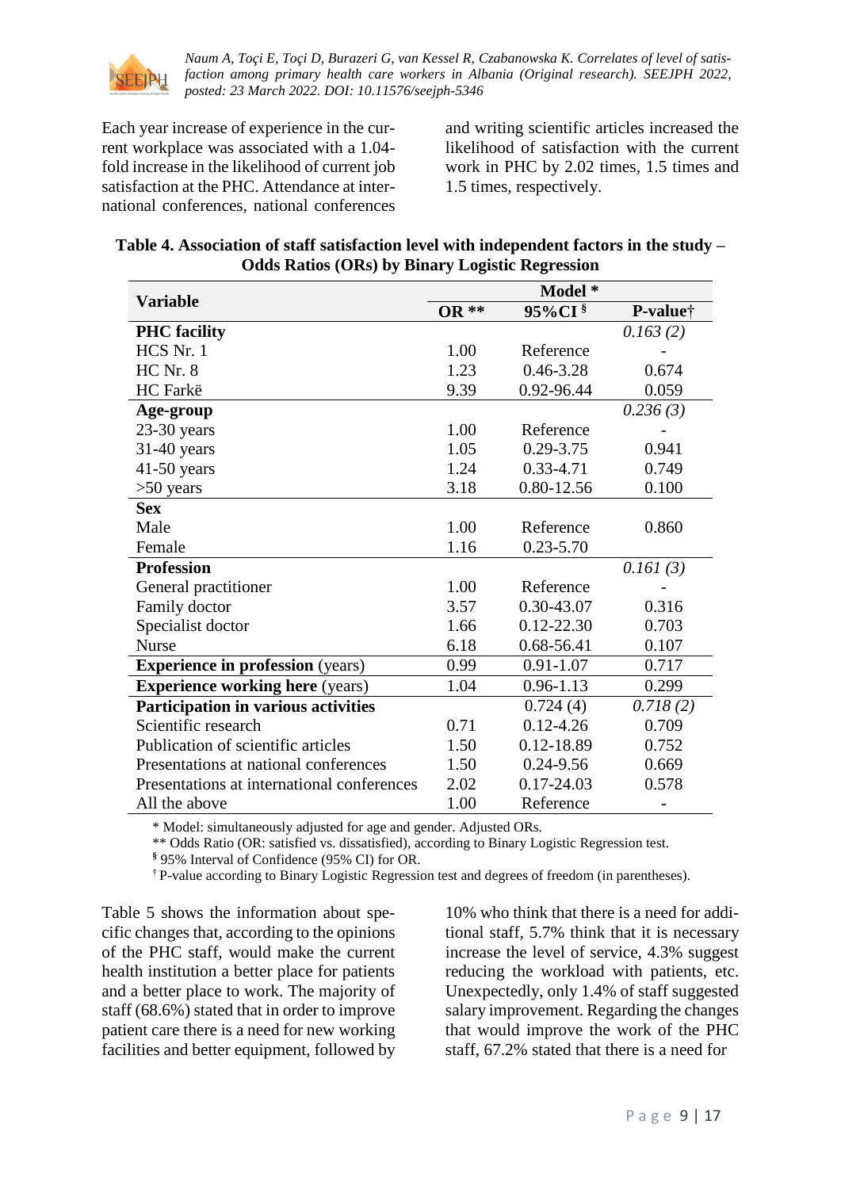Each year increase of experience in the current workplace was associated with a 1.04-fold increase in the likelihood of current job satisfaction at the PHC. Attendance at international conferences, national conferences and writing scientific articles increased the likelihood of satisfaction with the current work in PHC by 2.02 times, 1.5 times and 1.5 times, respectively.

**Table 4. Association of staff satisfaction level with independent factors in the study – Odds Ratios (ORs) by Binary Logistic Regression**

| Variable | Model * | | |
|---|---|---|---|
| | OR ** | 95%CI § | P-value† |
| **PHC facility** | | | *0.163 (2)* |
| HCS Nr. 1 | 1.00 | Reference | - |
| HC Nr. 8 | 1.23 | 0.46-3.28 | 0.674 |
| HC Farkë | 9.39 | 0.92-96.44 | 0.059 |
| **Age-group** | | | *0.236 (3)* |
| 23-30 years | 1.00 | Reference | - |
| 31-40 years | 1.05 | 0.29-3.75 | 0.941 |
| 41-50 years | 1.24 | 0.33-4.71 | 0.749 |
| >50 years | 3.18 | 0.80-12.56 | 0.100 |
| **Sex** | | | |
| Male | 1.00 | Reference | 0.860 |
| Female | 1.16 | 0.23-5.70 | |
| **Profession** | | | *0.161 (3)* |
| General practitioner | 1.00 | Reference | - |
| Family doctor | 3.57 | 0.30-43.07 | 0.316 |
| Specialist doctor | 1.66 | 0.12-22.30 | 0.703 |
| Nurse | 6.18 | 0.68-56.41 | 0.107 |
| **Experience in profession** (years) | 0.99 | 0.91-1.07 | 0.717 |
| **Experience working here** (years) | 1.04 | 0.96-1.13 | 0.299 |
| **Participation in various activities** | | 0.724 (4) | *0.718 (2)* |
| Scientific research | 0.71 | 0.12-4.26 | 0.709 |
| Publication of scientific articles | 1.50 | 0.12-18.89 | 0.752 |
| Presentations at national conferences | 1.50 | 0.24-9.56 | 0.669 |
| Presentations at international conferences | 2.02 | 0.17-24.03 | 0.578 |
| All the above | 1.00 | Reference | - |

\* Model: simultaneously adjusted for age and gender. Adjusted ORs.
\** Odds Ratio (OR: satisfied vs. dissatisfied), according to Binary Logistic Regression test.
§ 95% Interval of Confidence (95% CI) for OR.
† P-value according to Binary Logistic Regression test and degrees of freedom (in parentheses).

Table 5 shows the information about specific changes that, according to the opinions of the PHC staff, would make the current health institution a better place for patients and a better place to work. The majority of staff (68.6%) stated that in order to improve patient care there is a need for new working facilities and better equipment, followed by 10% who think that there is a need for additional staff, 5.7% think that it is necessary increase the level of service, 4.3% suggest reducing the workload with patients, etc. Unexpectedly, only 1.4% of staff suggested salary improvement. Regarding the changes that would improve the work of the PHC staff, 67.2% stated that there is a need for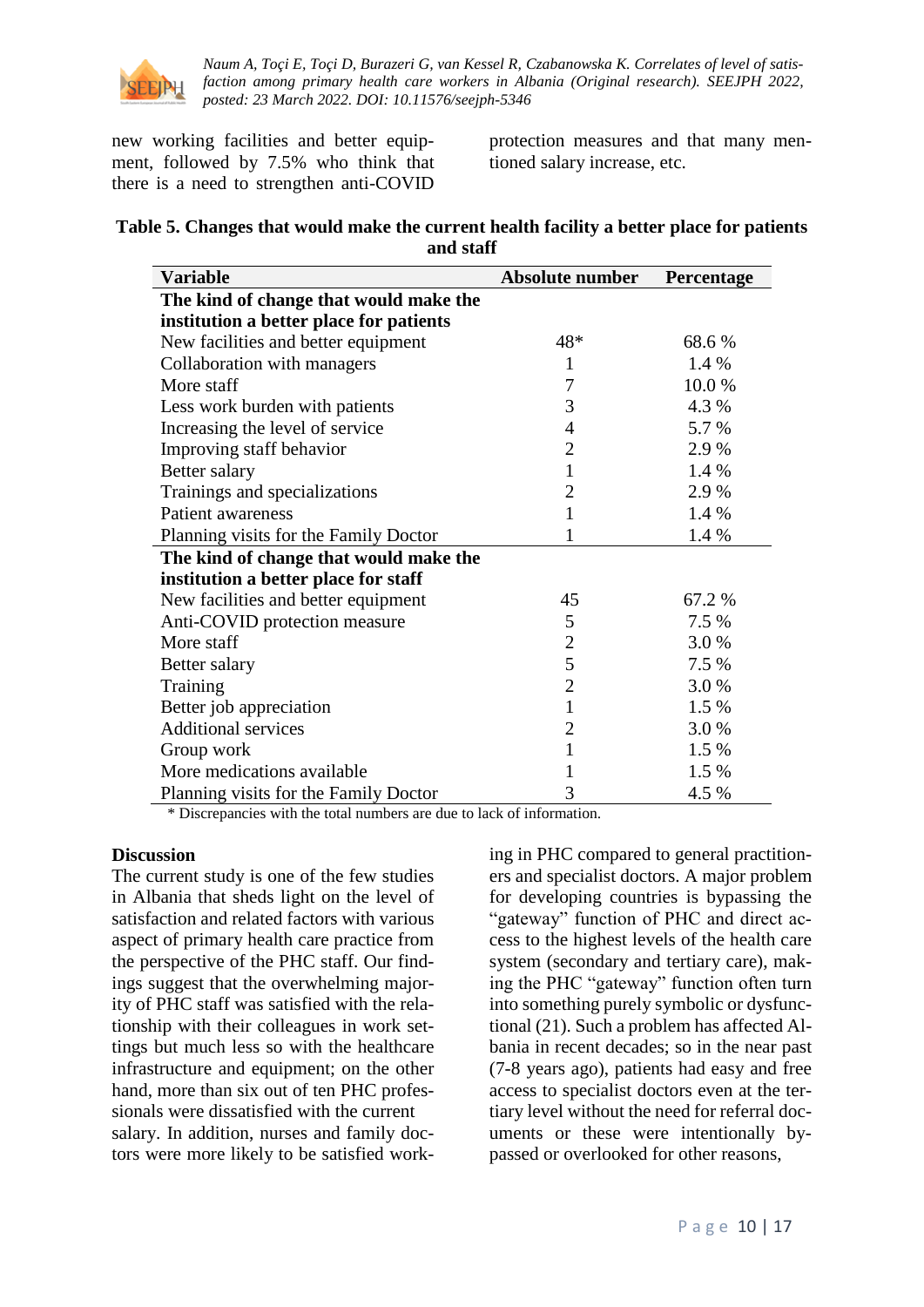new working facilities and better equipment, followed by 7.5% who think that there is a need to strengthen anti-COVID protection measures and that many mentioned salary increase, etc.

**Table 5. Changes that would make the current health facility a better place for patients and staff**

| Variable | Absolute number | Percentage |
|---|---|---|
| **The kind of change that would make the institution a better place for patients** | | |
| New facilities and better equipment | 48* | 68.6 % |
| Collaboration with managers | 1 | 1.4 % |
| More staff | 7 | 10.0 % |
| Less work burden with patients | 3 | 4.3 % |
| Increasing the level of service | 4 | 5.7 % |
| Improving staff behavior | 2 | 2.9 % |
| Better salary | 1 | 1.4 % |
| Trainings and specializations | 2 | 2.9 % |
| Patient awareness | 1 | 1.4 % |
| Planning visits for the Family Doctor | 1 | 1.4 % |
| **The kind of change that would make the institution a better place for staff** | | |
| New facilities and better equipment | 45 | 67.2 % |
| Anti-COVID protection measure | 5 | 7.5 % |
| More staff | 2 | 3.0 % |
| Better salary | 5 | 7.5 % |
| Training | 2 | 3.0 % |
| Better job appreciation | 1 | 1.5 % |
| Additional services | 2 | 3.0 % |
| Group work | 1 | 1.5 % |
| More medications available | 1 | 1.5 % |
| Planning visits for the Family Doctor | 3 | 4.5 % |

\* Discrepancies with the total numbers are due to lack of information.

## Discussion

The current study is one of the few studies in Albania that sheds light on the level of satisfaction and related factors with various aspect of primary health care practice from the perspective of the PHC staff. Our findings suggest that the overwhelming majority of PHC staff was satisfied with the relationship with their colleagues in work settings but much less so with the healthcare infrastructure and equipment; on the other hand, more than six out of ten PHC professionals were dissatisfied with the current salary. In addition, nurses and family doctors were more likely to be satisfied working in PHC compared to general practitioners and specialist doctors. A major problem for developing countries is bypassing the "gateway" function of PHC and direct access to the highest levels of the health care system (secondary and tertiary care), making the PHC "gateway" function often turn into something purely symbolic or dysfunctional (21). Such a problem has affected Albania in recent decades; so in the near past (7-8 years ago), patients had easy and free access to specialist doctors even at the tertiary level without the need for referral documents or these were intentionally bypassed or overlooked for other reasons,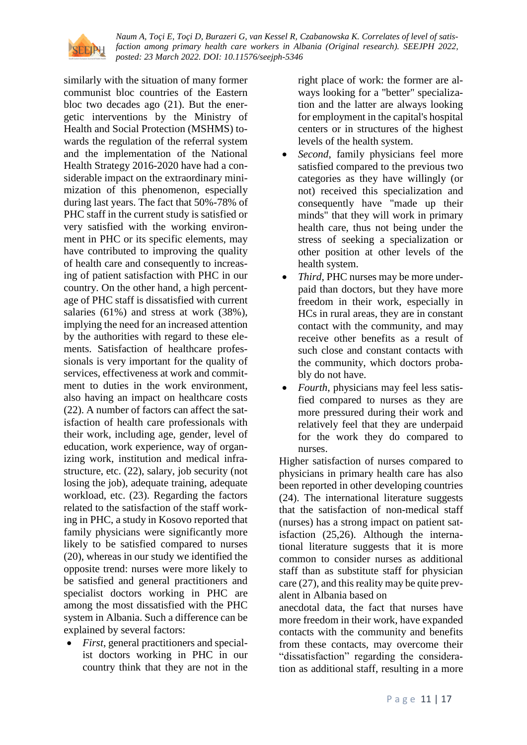similarly with the situation of many former communist bloc countries of the Eastern bloc two decades ago (21). But the energetic interventions by the Ministry of Health and Social Protection (MSHMS) towards the regulation of the referral system and the implementation of the National Health Strategy 2016-2020 have had a considerable impact on the extraordinary minimization of this phenomenon, especially during last years. The fact that 50%-78% of PHC staff in the current study is satisfied or very satisfied with the working environment in PHC or its specific elements, may have contributed to improving the quality of health care and consequently to increasing of patient satisfaction with PHC in our country. On the other hand, a high percentage of PHC staff is dissatisfied with current salaries (61%) and stress at work (38%), implying the need for an increased attention by the authorities with regard to these elements. Satisfaction of healthcare professionals is very important for the quality of services, effectiveness at work and commitment to duties in the work environment, also having an impact on healthcare costs (22). A number of factors can affect the satisfaction of health care professionals with their work, including age, gender, level of education, work experience, way of organizing work, institution and medical infrastructure, etc. (22), salary, job security (not losing the job), adequate training, adequate workload, etc. (23). Regarding the factors related to the satisfaction of the staff working in PHC, a study in Kosovo reported that family physicians were significantly more likely to be satisfied compared to nurses (20), whereas in our study we identified the opposite trend: nurses were more likely to be satisfied and general practitioners and specialist doctors working in PHC are among the most dissatisfied with the PHC system in Albania. Such a difference can be explained by several factors:

- *First*, general practitioners and specialist doctors working in PHC in our country think that they are not in the right place of work: the former are always looking for a "better" specialization and the latter are always looking for employment in the capital's hospital centers or in structures of the highest levels of the health system.
- *Second*, family physicians feel more satisfied compared to the previous two categories as they have willingly (or not) received this specialization and consequently have "made up their minds" that they will work in primary health care, thus not being under the stress of seeking a specialization or other position at other levels of the health system.
- *Third*, PHC nurses may be more underpaid than doctors, but they have more freedom in their work, especially in HCs in rural areas, they are in constant contact with the community, and may receive other benefits as a result of such close and constant contacts with the community, which doctors probably do not have.
- *Fourth*, physicians may feel less satisfied compared to nurses as they are more pressured during their work and relatively feel that they are underpaid for the work they do compared to nurses.

Higher satisfaction of nurses compared to physicians in primary health care has also been reported in other developing countries (24). The international literature suggests that the satisfaction of non-medical staff (nurses) has a strong impact on patient satisfaction (25,26). Although the international literature suggests that it is more common to consider nurses as additional staff than as substitute staff for physician care (27), and this reality may be quite prevalent in Albania based on anecdotal data, the fact that nurses have more freedom in their work, have expanded contacts with the community and benefits from these contacts, may overcome their "dissatisfaction" regarding the consideration as additional staff, resulting in a more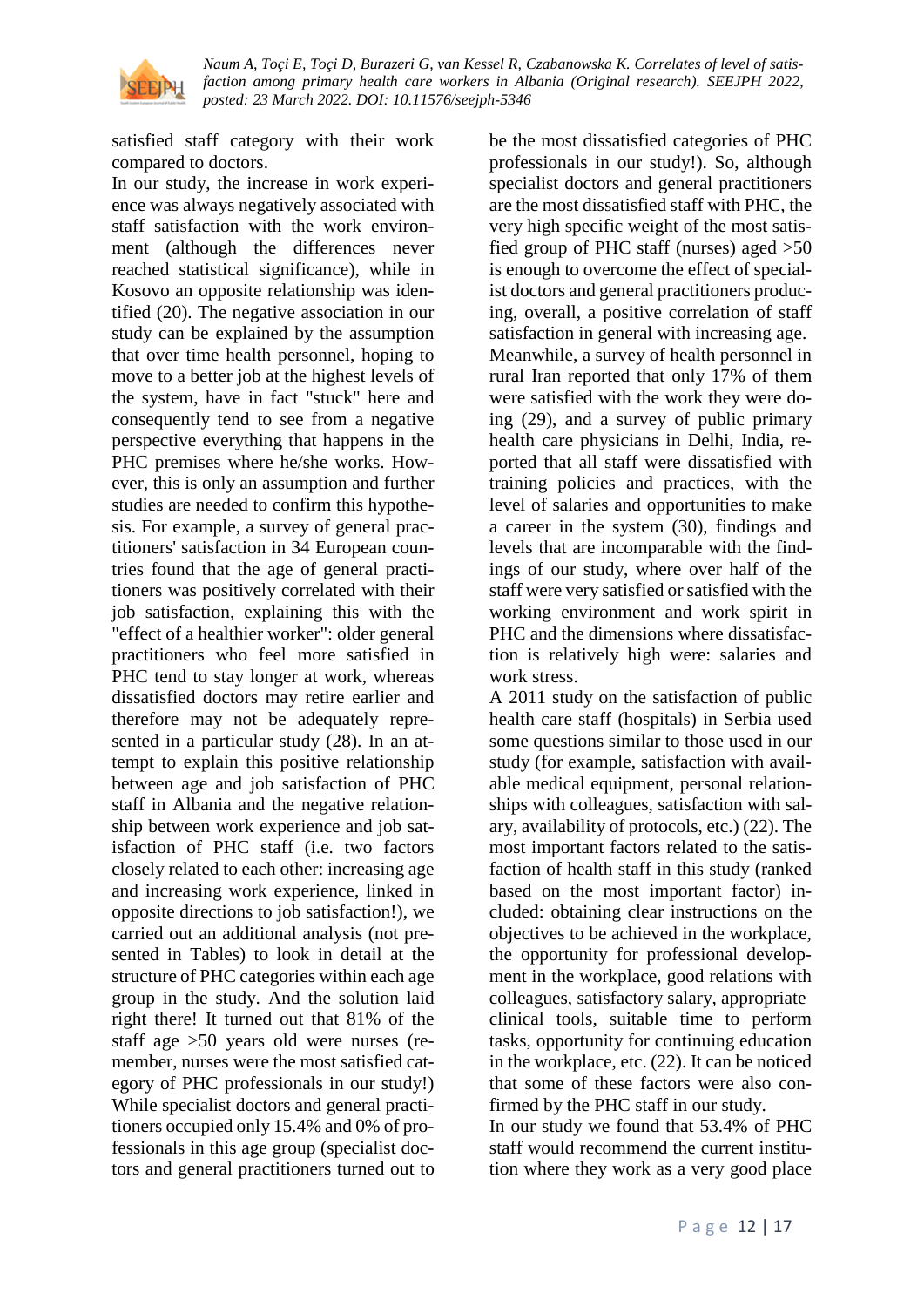satisfied staff category with their work compared to doctors.

In our study, the increase in work experience was always negatively associated with staff satisfaction with the work environment (although the differences never reached statistical significance), while in Kosovo an opposite relationship was identified (20). The negative association in our study can be explained by the assumption that over time health personnel, hoping to move to a better job at the highest levels of the system, have in fact "stuck" here and consequently tend to see from a negative perspective everything that happens in the PHC premises where he/she works. However, this is only an assumption and further studies are needed to confirm this hypothesis. For example, a survey of general practitioners' satisfaction in 34 European countries found that the age of general practitioners was positively correlated with their job satisfaction, explaining this with the "effect of a healthier worker": older general practitioners who feel more satisfied in PHC tend to stay longer at work, whereas dissatisfied doctors may retire earlier and therefore may not be adequately represented in a particular study (28). In an attempt to explain this positive relationship between age and job satisfaction of PHC staff in Albania and the negative relationship between work experience and job satisfaction of PHC staff (i.e. two factors closely related to each other: increasing age and increasing work experience, linked in opposite directions to job satisfaction!), we carried out an additional analysis (not presented in Tables) to look in detail at the structure of PHC categories within each age group in the study. And the solution laid right there! It turned out that 81% of the staff age >50 years old were nurses (remember, nurses were the most satisfied category of PHC professionals in our study!) While specialist doctors and general practitioners occupied only 15.4% and 0% of professionals in this age group (specialist doctors and general practitioners turned out to be the most dissatisfied categories of PHC professionals in our study!). So, although specialist doctors and general practitioners are the most dissatisfied staff with PHC, the very high specific weight of the most satisfied group of PHC staff (nurses) aged >50 is enough to overcome the effect of specialist doctors and general practitioners producing, overall, a positive correlation of staff satisfaction in general with increasing age.

Meanwhile, a survey of health personnel in rural Iran reported that only 17% of them were satisfied with the work they were doing (29), and a survey of public primary health care physicians in Delhi, India, reported that all staff were dissatisfied with training policies and practices, with the level of salaries and opportunities to make a career in the system (30), findings and levels that are incomparable with the findings of our study, where over half of the staff were very satisfied or satisfied with the working environment and work spirit in PHC and the dimensions where dissatisfaction is relatively high were: salaries and work stress.

A 2011 study on the satisfaction of public health care staff (hospitals) in Serbia used some questions similar to those used in our study (for example, satisfaction with available medical equipment, personal relationships with colleagues, satisfaction with salary, availability of protocols, etc.) (22). The most important factors related to the satisfaction of health staff in this study (ranked based on the most important factor) included: obtaining clear instructions on the objectives to be achieved in the workplace, the opportunity for professional development in the workplace, good relations with colleagues, satisfactory salary, appropriate clinical tools, suitable time to perform tasks, opportunity for continuing education in the workplace, etc. (22). It can be noticed that some of these factors were also confirmed by the PHC staff in our study.

In our study we found that 53.4% of PHC staff would recommend the current institution where they work as a very good place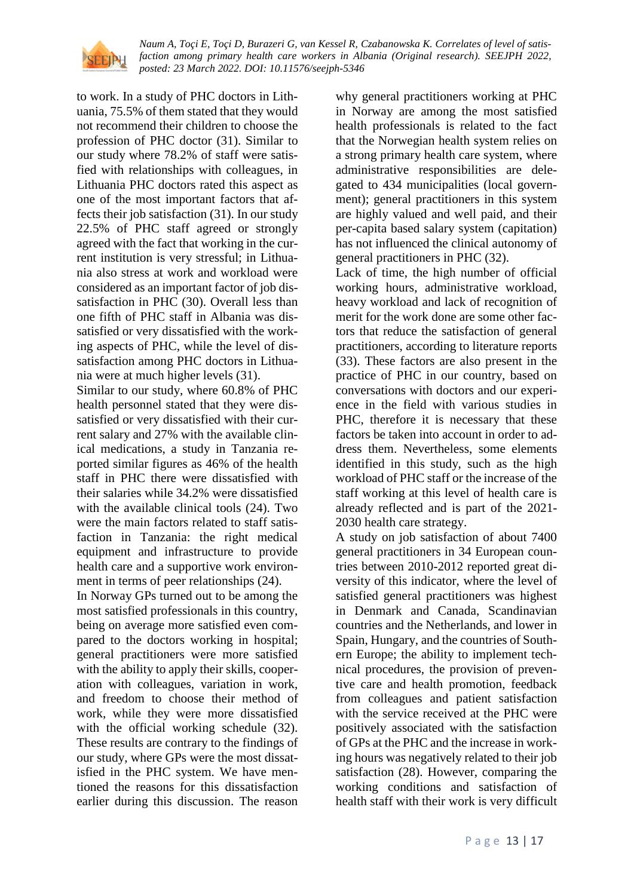to work. In a study of PHC doctors in Lithuania, 75.5% of them stated that they would not recommend their children to choose the profession of PHC doctor (31). Similar to our study where 78.2% of staff were satisfied with relationships with colleagues, in Lithuania PHC doctors rated this aspect as one of the most important factors that affects their job satisfaction (31). In our study 22.5% of PHC staff agreed or strongly agreed with the fact that working in the current institution is very stressful; in Lithuania also stress at work and workload were considered as an important factor of job dissatisfaction in PHC (30). Overall less than one fifth of PHC staff in Albania was dissatisfied or very dissatisfied with the working aspects of PHC, while the level of dissatisfaction among PHC doctors in Lithuania were at much higher levels (31).

Similar to our study, where 60.8% of PHC health personnel stated that they were dissatisfied or very dissatisfied with their current salary and 27% with the available clinical medications, a study in Tanzania reported similar figures as 46% of the health staff in PHC there were dissatisfied with their salaries while 34.2% were dissatisfied with the available clinical tools (24). Two were the main factors related to staff satisfaction in Tanzania: the right medical equipment and infrastructure to provide health care and a supportive work environment in terms of peer relationships (24).

In Norway GPs turned out to be among the most satisfied professionals in this country, being on average more satisfied even compared to the doctors working in hospital; general practitioners were more satisfied with the ability to apply their skills, cooperation with colleagues, variation in work, and freedom to choose their method of work, while they were more dissatisfied with the official working schedule (32). These results are contrary to the findings of our study, where GPs were the most dissatisfied in the PHC system. We have mentioned the reasons for this dissatisfaction earlier during this discussion. The reason why general practitioners working at PHC in Norway are among the most satisfied health professionals is related to the fact that the Norwegian health system relies on a strong primary health care system, where administrative responsibilities are delegated to 434 municipalities (local government); general practitioners in this system are highly valued and well paid, and their per-capita based salary system (capitation) has not influenced the clinical autonomy of general practitioners in PHC (32).

Lack of time, the high number of official working hours, administrative workload, heavy workload and lack of recognition of merit for the work done are some other factors that reduce the satisfaction of general practitioners, according to literature reports (33). These factors are also present in the practice of PHC in our country, based on conversations with doctors and our experience in the field with various studies in PHC, therefore it is necessary that these factors be taken into account in order to address them. Nevertheless, some elements identified in this study, such as the high workload of PHC staff or the increase of the staff working at this level of health care is already reflected and is part of the 2021-2030 health care strategy.

A study on job satisfaction of about 7400 general practitioners in 34 European countries between 2010-2012 reported great diversity of this indicator, where the level of satisfied general practitioners was highest in Denmark and Canada, Scandinavian countries and the Netherlands, and lower in Spain, Hungary, and the countries of Southern Europe; the ability to implement technical procedures, the provision of preventive care and health promotion, feedback from colleagues and patient satisfaction with the service received at the PHC were positively associated with the satisfaction of GPs at the PHC and the increase in working hours was negatively related to their job satisfaction (28). However, comparing the working conditions and satisfaction of health staff with their work is very difficult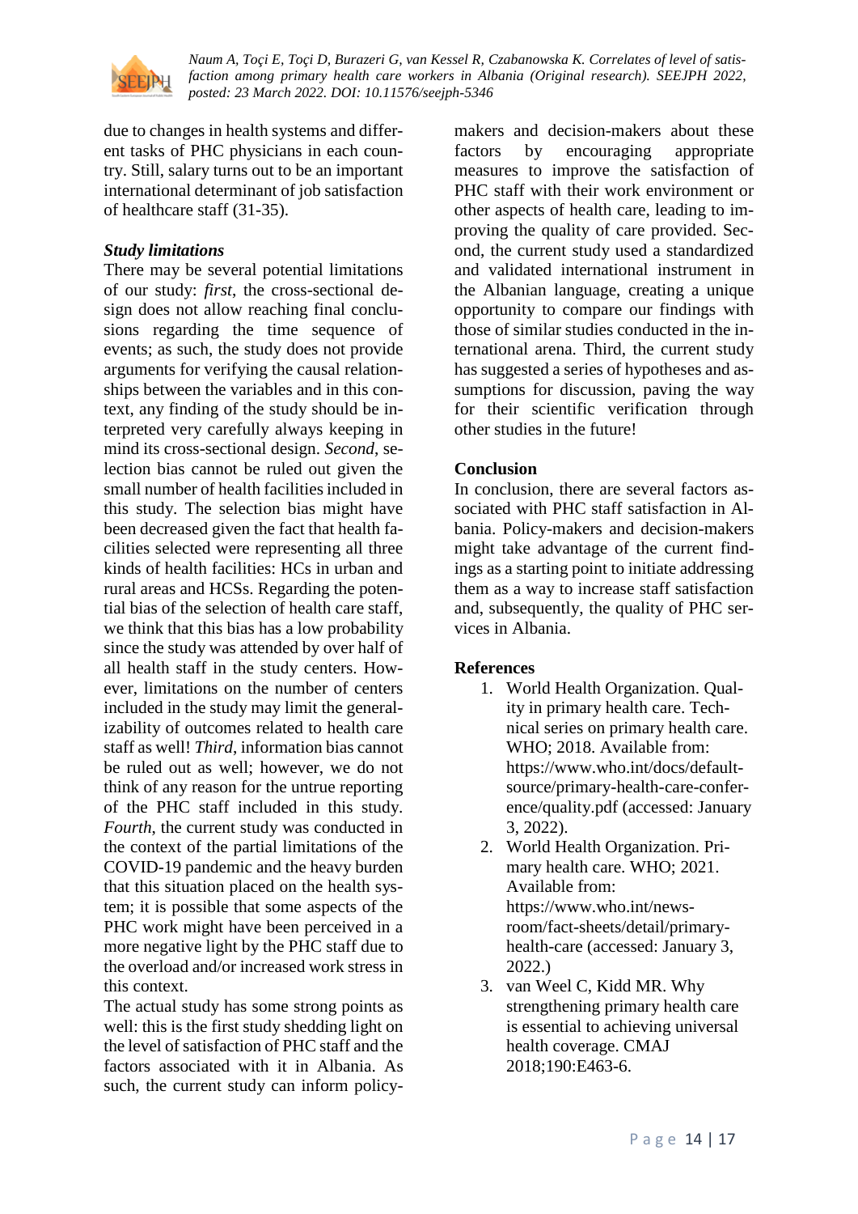due to changes in health systems and different tasks of PHC physicians in each country. Still, salary turns out to be an important international determinant of job satisfaction of healthcare staff (31-35).

### *Study limitations*

There may be several potential limitations of our study: *first*, the cross-sectional design does not allow reaching final conclusions regarding the time sequence of events; as such, the study does not provide arguments for verifying the causal relationships between the variables and in this context, any finding of the study should be interpreted very carefully always keeping in mind its cross-sectional design. *Second*, selection bias cannot be ruled out given the small number of health facilities included in this study. The selection bias might have been decreased given the fact that health facilities selected were representing all three kinds of health facilities: HCs in urban and rural areas and HCSs. Regarding the potential bias of the selection of health care staff, we think that this bias has a low probability since the study was attended by over half of all health staff in the study centers. However, limitations on the number of centers included in the study may limit the generalizability of outcomes related to health care staff as well! *Third*, information bias cannot be ruled out as well; however, we do not think of any reason for the untrue reporting of the PHC staff included in this study. *Fourth*, the current study was conducted in the context of the partial limitations of the COVID-19 pandemic and the heavy burden that this situation placed on the health system; it is possible that some aspects of the PHC work might have been perceived in a more negative light by the PHC staff due to the overload and/or increased work stress in this context.

The actual study has some strong points as well: this is the first study shedding light on the level of satisfaction of PHC staff and the factors associated with it in Albania. As such, the current study can inform policy-makers and decision-makers about these factors by encouraging appropriate measures to improve the satisfaction of PHC staff with their work environment or other aspects of health care, leading to improving the quality of care provided. Second, the current study used a standardized and validated international instrument in the Albanian language, creating a unique opportunity to compare our findings with those of similar studies conducted in the international arena. Third, the current study has suggested a series of hypotheses and assumptions for discussion, paving the way for their scientific verification through other studies in the future!

## Conclusion

In conclusion, there are several factors associated with PHC staff satisfaction in Albania. Policy-makers and decision-makers might take advantage of the current findings as a starting point to initiate addressing them as a way to increase staff satisfaction and, subsequently, the quality of PHC services in Albania.

## References

1. World Health Organization. Quality in primary health care. Technical series on primary health care. WHO; 2018. Available from: https://www.who.int/docs/default-source/primary-health-care-conference/quality.pdf (accessed: January 3, 2022).
2. World Health Organization. Primary health care. WHO; 2021. Available from: https://www.who.int/news-room/fact-sheets/detail/primary-health-care (accessed: January 3, 2022.)
3. van Weel C, Kidd MR. Why strengthening primary health care is essential to achieving universal health coverage. CMAJ 2018;190:E463-6.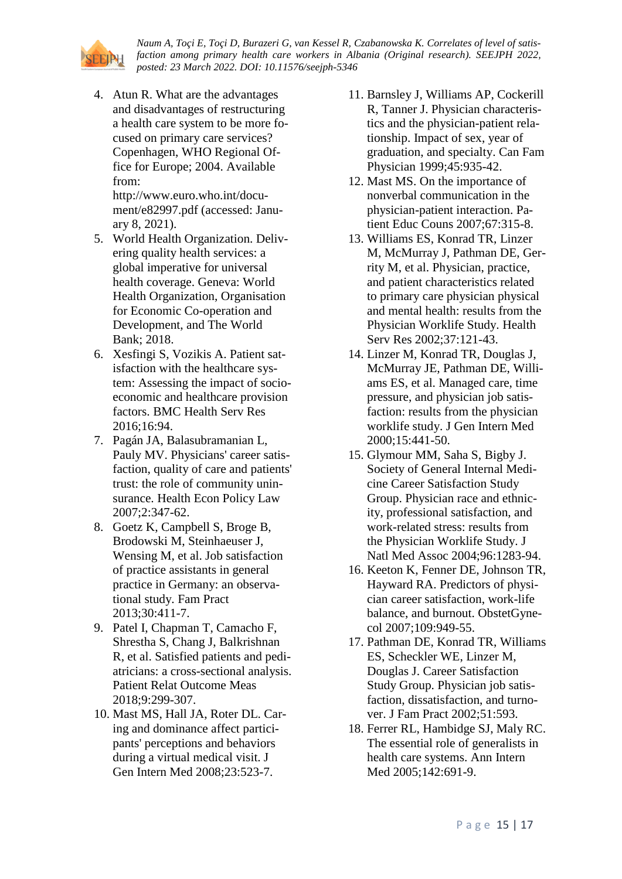4. Atun R. What are the advantages and disadvantages of restructuring a health care system to be more focused on primary care services? Copenhagen, WHO Regional Office for Europe; 2004. Available from: http://www.euro.who.int/document/e82997.pdf (accessed: January 8, 2021).
5. World Health Organization. Delivering quality health services: a global imperative for universal health coverage. Geneva: World Health Organization, Organisation for Economic Co-operation and Development, and The World Bank; 2018.
6. Xesfingi S, Vozikis A. Patient satisfaction with the healthcare system: Assessing the impact of socio-economic and healthcare provision factors. BMC Health Serv Res 2016;16:94.
7. Pagán JA, Balasubramanian L, Pauly MV. Physicians' career satisfaction, quality of care and patients' trust: the role of community uninsurance. Health Econ Policy Law 2007;2:347-62.
8. Goetz K, Campbell S, Broge B, Brodowski M, Steinhaeuser J, Wensing M, et al. Job satisfaction of practice assistants in general practice in Germany: an observational study. Fam Pract 2013;30:411-7.
9. Patel I, Chapman T, Camacho F, Shrestha S, Chang J, Balkrishnan R, et al. Satisfied patients and pediatricians: a cross-sectional analysis. Patient Relat Outcome Meas 2018;9:299-307.
10. Mast MS, Hall JA, Roter DL. Caring and dominance affect participants' perceptions and behaviors during a virtual medical visit. J Gen Intern Med 2008;23:523-7.
11. Barnsley J, Williams AP, Cockerill R, Tanner J. Physician characteristics and the physician-patient relationship. Impact of sex, year of graduation, and specialty. Can Fam Physician 1999;45:935-42.
12. Mast MS. On the importance of nonverbal communication in the physician-patient interaction. Patient Educ Couns 2007;67:315-8.
13. Williams ES, Konrad TR, Linzer M, McMurray J, Pathman DE, Gerrity M, et al. Physician, practice, and patient characteristics related to primary care physician physical and mental health: results from the Physician Worklife Study. Health Serv Res 2002;37:121-43.
14. Linzer M, Konrad TR, Douglas J, McMurray JE, Pathman DE, Williams ES, et al. Managed care, time pressure, and physician job satisfaction: results from the physician worklife study. J Gen Intern Med 2000;15:441-50.
15. Glymour MM, Saha S, Bigby J. Society of General Internal Medicine Career Satisfaction Study Group. Physician race and ethnicity, professional satisfaction, and work-related stress: results from the Physician Worklife Study. J Natl Med Assoc 2004;96:1283-94.
16. Keeton K, Fenner DE, Johnson TR, Hayward RA. Predictors of physician career satisfaction, work-life balance, and burnout. ObstetGynecol 2007;109:949-55.
17. Pathman DE, Konrad TR, Williams ES, Scheckler WE, Linzer M, Douglas J. Career Satisfaction Study Group. Physician job satisfaction, dissatisfaction, and turnover. J Fam Pract 2002;51:593.
18. Ferrer RL, Hambidge SJ, Maly RC. The essential role of generalists in health care systems. Ann Intern Med 2005;142:691-9.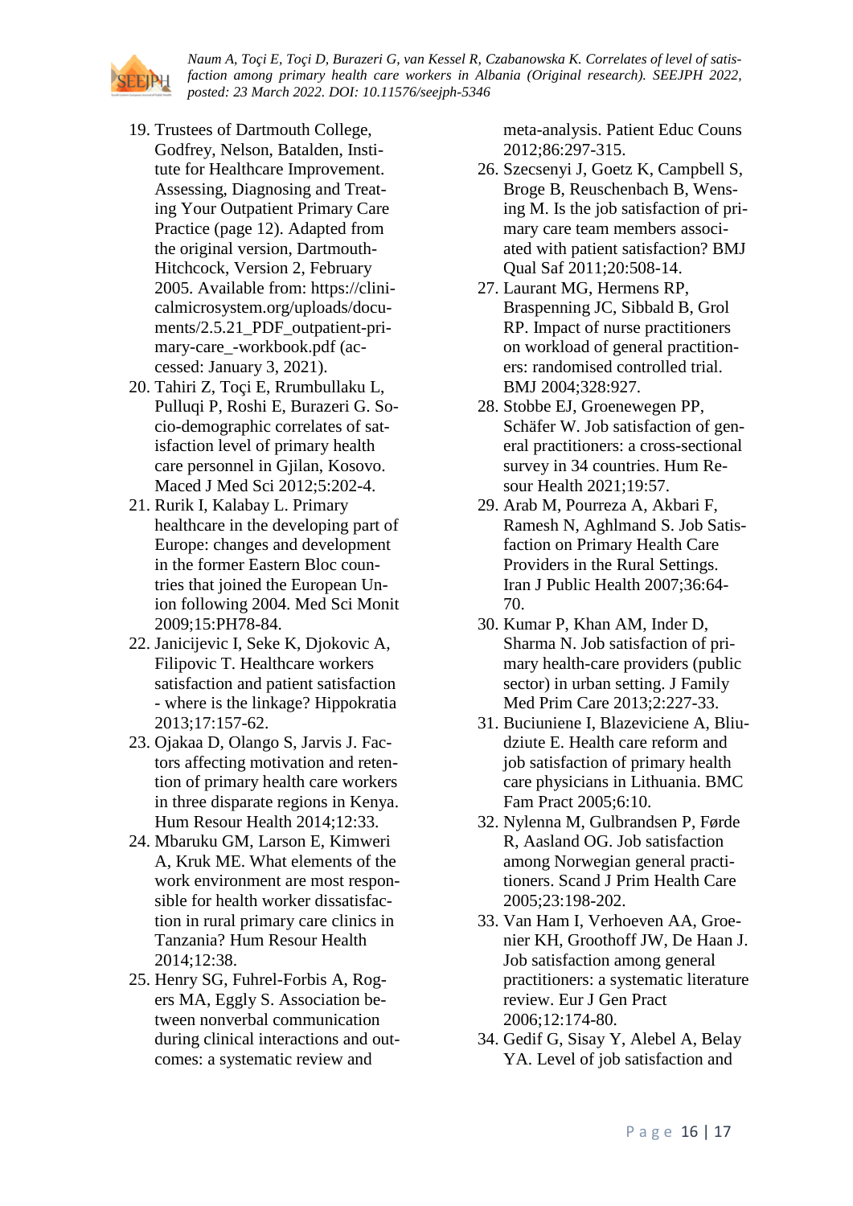19. Trustees of Dartmouth College, Godfrey, Nelson, Batalden, Institute for Healthcare Improvement. Assessing, Diagnosing and Treating Your Outpatient Primary Care Practice (page 12). Adapted from the original version, Dartmouth-Hitchcock, Version 2, February 2005. Available from: https://clinicalmicrosystem.org/uploads/documents/2.5.21_PDF_outpatient-primary-care_-workbook.pdf (accessed: January 3, 2021).
20. Tahiri Z, Toçi E, Rrumbullaku L, Pulluqi P, Roshi E, Burazeri G. Socio-demographic correlates of satisfaction level of primary health care personnel in Gjilan, Kosovo. Maced J Med Sci 2012;5:202-4.
21. Rurik I, Kalabay L. Primary healthcare in the developing part of Europe: changes and development in the former Eastern Bloc countries that joined the European Union following 2004. Med Sci Monit 2009;15:PH78-84.
22. Janicijevic I, Seke K, Djokovic A, Filipovic T. Healthcare workers satisfaction and patient satisfaction - where is the linkage? Hippokratia 2013;17:157-62.
23. Ojakaa D, Olango S, Jarvis J. Factors affecting motivation and retention of primary health care workers in three disparate regions in Kenya. Hum Resour Health 2014;12:33.
24. Mbaruku GM, Larson E, Kimweri A, Kruk ME. What elements of the work environment are most responsible for health worker dissatisfaction in rural primary care clinics in Tanzania? Hum Resour Health 2014;12:38.
25. Henry SG, Fuhrel-Forbis A, Rogers MA, Eggly S. Association between nonverbal communication during clinical interactions and outcomes: a systematic review and meta-analysis. Patient Educ Couns 2012;86:297-315.
26. Szecsenyi J, Goetz K, Campbell S, Broge B, Reuschenbach B, Wensing M. Is the job satisfaction of primary care team members associated with patient satisfaction? BMJ Qual Saf 2011;20:508-14.
27. Laurant MG, Hermens RP, Braspenning JC, Sibbald B, Grol RP. Impact of nurse practitioners on workload of general practitioners: randomised controlled trial. BMJ 2004;328:927.
28. Stobbe EJ, Groenewegen PP, Schäfer W. Job satisfaction of general practitioners: a cross-sectional survey in 34 countries. Hum Resour Health 2021;19:57.
29. Arab M, Pourreza A, Akbari F, Ramesh N, Aghlmand S. Job Satisfaction on Primary Health Care Providers in the Rural Settings. Iran J Public Health 2007;36:64-70.
30. Kumar P, Khan AM, Inder D, Sharma N. Job satisfaction of primary health-care providers (public sector) in urban setting. J Family Med Prim Care 2013;2:227-33.
31. Buciuniene I, Blazeviciene A, Bliudziute E. Health care reform and job satisfaction of primary health care physicians in Lithuania. BMC Fam Pract 2005;6:10.
32. Nylenna M, Gulbrandsen P, Førde R, Aasland OG. Job satisfaction among Norwegian general practitioners. Scand J Prim Health Care 2005;23:198-202.
33. Van Ham I, Verhoeven AA, Groenier KH, Groothoff JW, De Haan J. Job satisfaction among general practitioners: a systematic literature review. Eur J Gen Pract 2006;12:174-80.
34. Gedif G, Sisay Y, Alebel A, Belay YA. Level of job satisfaction and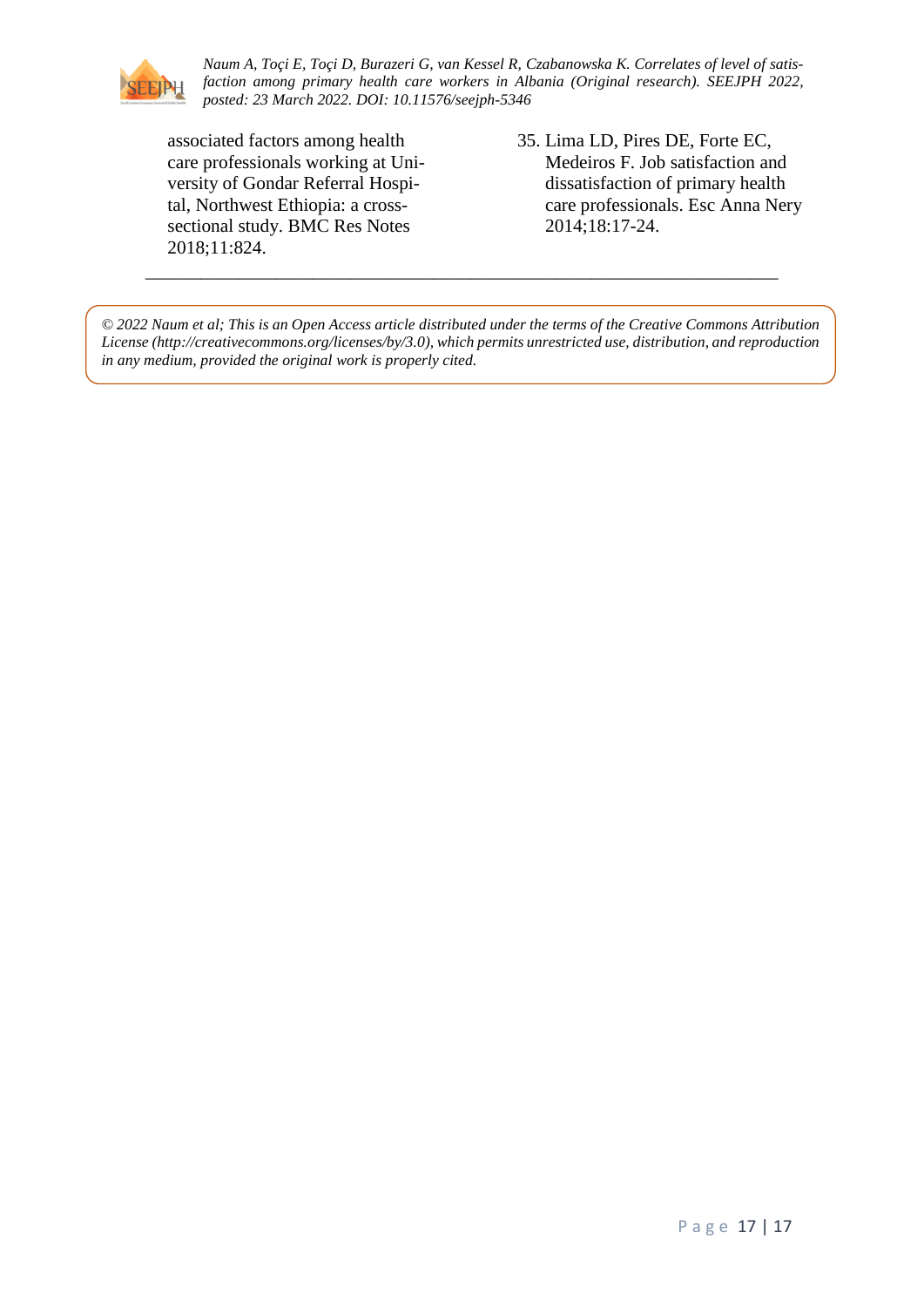associated factors among health care professionals working at University of Gondar Referral Hospital, Northwest Ethiopia: a cross-sectional study. BMC Res Notes 2018;11:824.

35. Lima LD, Pires DE, Forte EC, Medeiros F. Job satisfaction and dissatisfaction of primary health care professionals. Esc Anna Nery 2014;18:17-24.

---

*© 2022 Naum et al; This is an Open Access article distributed under the terms of the Creative Commons Attribution License (http://creativecommons.org/licenses/by/3.0), which permits unrestricted use, distribution, and reproduction in any medium, provided the original work is properly cited.*